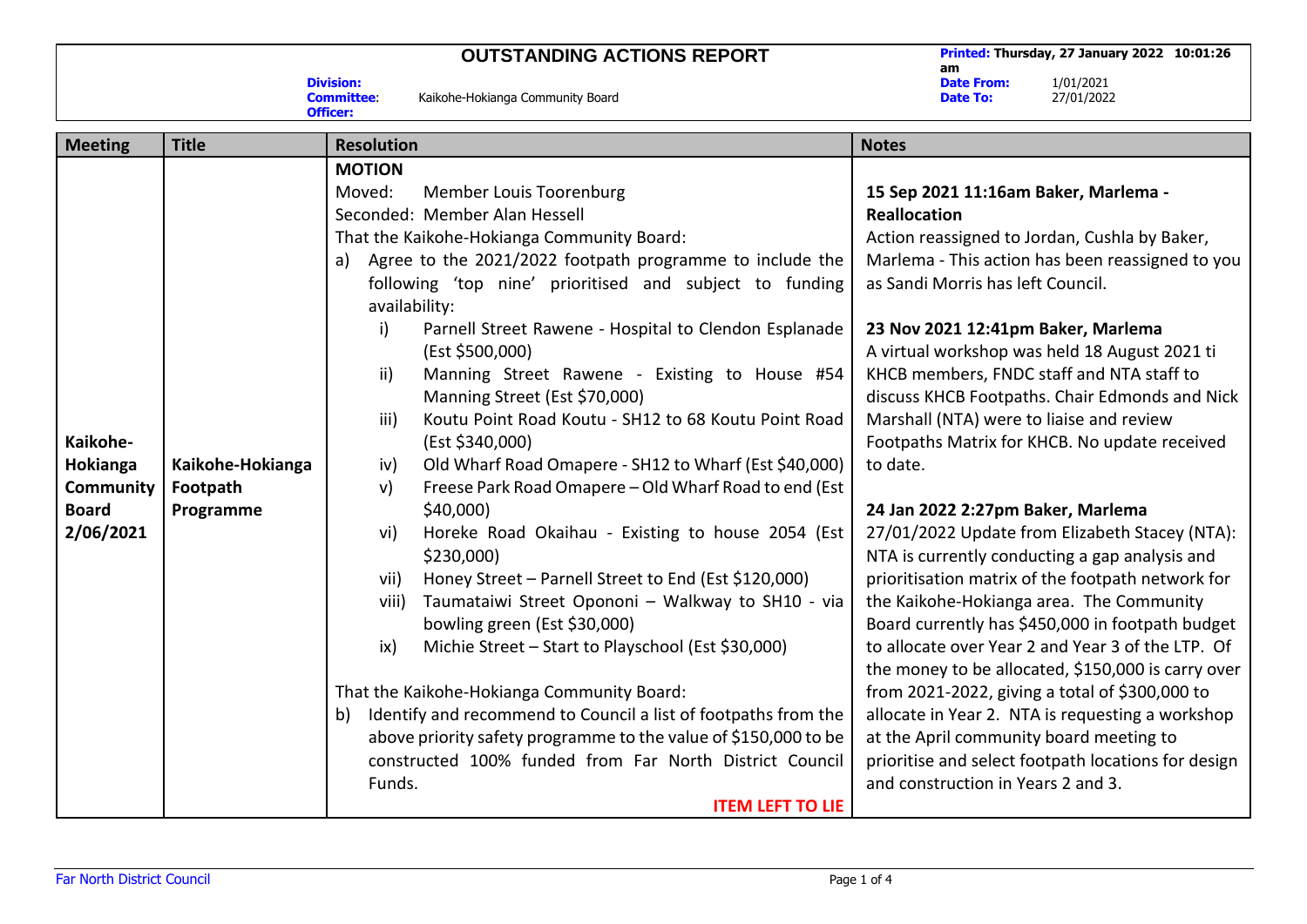# OUTSTANDING ACTIONS REPORT

**Printed:** Thursday, 27 January 2022 10:01:26 am

**Division:**
**Committee:** Kaikohe-Hokianga Community Board
**Officer:**

**Date From:** 1/01/2021
**Date To:** 27/01/2022

| Meeting | Title | Resolution | Notes |
|---|---|---|---|
| Kaikohe-Hokianga Community Board 2/06/2021 | Kaikohe-Hokianga Footpath Programme | **MOTION**<br>Moved: Member Louis Toorenburg<br>Seconded: Member Alan Hessell<br>That the Kaikohe-Hokianga Community Board:<br>a) Agree to the 2021/2022 footpath programme to include the following 'top nine' prioritised and subject to funding availability:<br>i) Parnell Street Rawene - Hospital to Clendon Esplanade (Est $500,000)<br>ii) Manning Street Rawene - Existing to House #54 Manning Street (Est $70,000)<br>iii) Koutu Point Road Koutu - SH12 to 68 Koutu Point Road (Est $340,000)<br>iv) Old Wharf Road Omapere - SH12 to Wharf (Est $40,000)<br>v) Freese Park Road Omapere – Old Wharf Road to end (Est $40,000)<br>vi) Horeke Road Okaihau - Existing to house 2054 (Est $230,000)<br>vii) Honey Street – Parnell Street to End (Est $120,000)<br>viii) Taumataiwi Street Opononi – Walkway to SH10 - via bowling green (Est $30,000)<br>ix) Michie Street – Start to Playschool (Est $30,000)<br><br>That the Kaikohe-Hokianga Community Board:<br>b) Identify and recommend to Council a list of footpaths from the above priority safety programme to the value of $150,000 to be constructed 100% funded from Far North District Council Funds.<br>**ITEM LEFT TO LIE** | **15 Sep 2021 11:16am Baker, Marlema - Reallocation**<br>Action reassigned to Jordan, Cushla by Baker, Marlema - This action has been reassigned to you as Sandi Morris has left Council.<br><br>**23 Nov 2021 12:41pm Baker, Marlema**<br>A virtual workshop was held 18 August 2021 ti KHCB members, FNDC staff and NTA staff to discuss KHCB Footpaths. Chair Edmonds and Nick Marshall (NTA) were to liaise and review Footpaths Matrix for KHCB. No update received to date.<br><br>**24 Jan 2022 2:27pm Baker, Marlema**<br>27/01/2022 Update from Elizabeth Stacey (NTA): NTA is currently conducting a gap analysis and prioritisation matrix of the footpath network for the Kaikohe-Hokianga area. The Community Board currently has $450,000 in footpath budget to allocate over Year 2 and Year 3 of the LTP. Of the money to be allocated, $150,000 is carry over from 2021-2022, giving a total of $300,000 to allocate in Year 2. NTA is requesting a workshop at the April community board meeting to prioritise and select footpath locations for design and construction in Years 2 and 3. |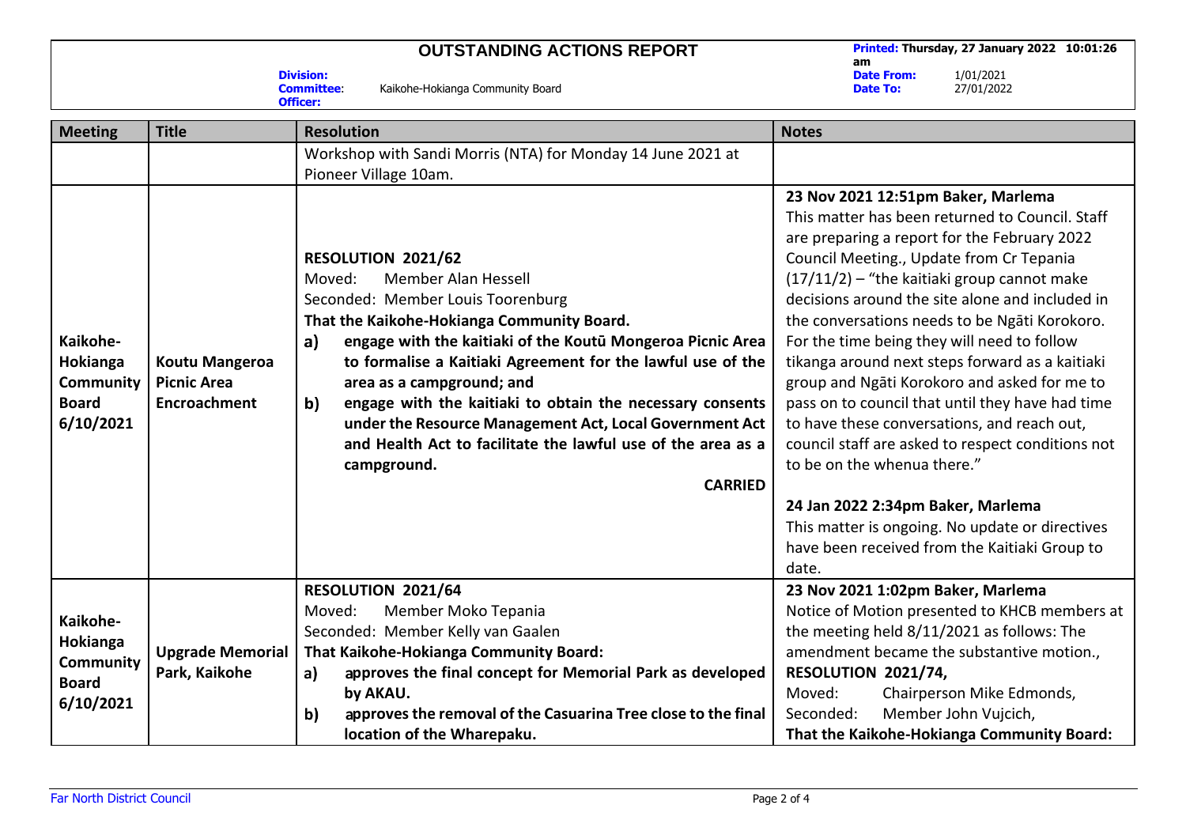# OUTSTANDING ACTIONS REPORT

**Printed:** Thursday, 27 January 2022 10:01:26 am

**Division:**
**Committee:** Kaikohe-Hokianga Community Board
**Officer:**

**Date From:** 1/01/2021
**Date To:** 27/01/2022

| Meeting | Title | Resolution | Notes |
|---|---|---|---|
| | | Workshop with Sandi Morris (NTA) for Monday 14 June 2021 at Pioneer Village 10am. | |
| **Kaikohe-Hokianga Community Board 6/10/2021** | **Koutu Mangeroa Picnic Area Encroachment** | **RESOLUTION 2021/62**<br>Moved: Member Alan Hessell<br>Seconded: Member Louis Toorenburg<br>**That the Kaikohe-Hokianga Community Board.**<br>**a) engage with the kaitiaki of the Koutū Mongeroa Picnic Area to formalise a Kaitiaki Agreement for the lawful use of the area as a campground; and**<br>**b) engage with the kaitiaki to obtain the necessary consents under the Resource Management Act, Local Government Act and Health Act to facilitate the lawful use of the area as a campground.**<br>**CARRIED** | **23 Nov 2021 12:51pm Baker, Marlema**<br>This matter has been returned to Council. Staff are preparing a report for the February 2022 Council Meeting., Update from Cr Tepania (17/11/2) – "the kaitiaki group cannot make decisions around the site alone and included in the conversations needs to be Ngāti Korokoro. For the time being they will need to follow tikanga around next steps forward as a kaitiaki group and Ngāti Korokoro and asked for me to pass on to council that until they have had time to have these conversations, and reach out, council staff are asked to respect conditions not to be on the whenua there."<br><br>**24 Jan 2022 2:34pm Baker, Marlema**<br>This matter is ongoing. No update or directives have been received from the Kaitiaki Group to date. |
| **Kaikohe-Hokianga Community Board 6/10/2021** | **Upgrade Memorial Park, Kaikohe** | **RESOLUTION 2021/64**<br>Moved: Member Moko Tepania<br>Seconded: Member Kelly van Gaalen<br>**That Kaikohe-Hokianga Community Board:**<br>**a) approves the final concept for Memorial Park as developed by AKAU.**<br>**b) approves the removal of the Casuarina Tree close to the final location of the Wharepaku.** | **23 Nov 2021 1:02pm Baker, Marlema**<br>Notice of Motion presented to KHCB members at the meeting held 8/11/2021 as follows: The amendment became the substantive motion., **RESOLUTION 2021/74,**<br>Moved: Chairperson Mike Edmonds,<br>Seconded: Member John Vujcich,<br>**That the Kaikohe-Hokianga Community Board:** |

Far North District Council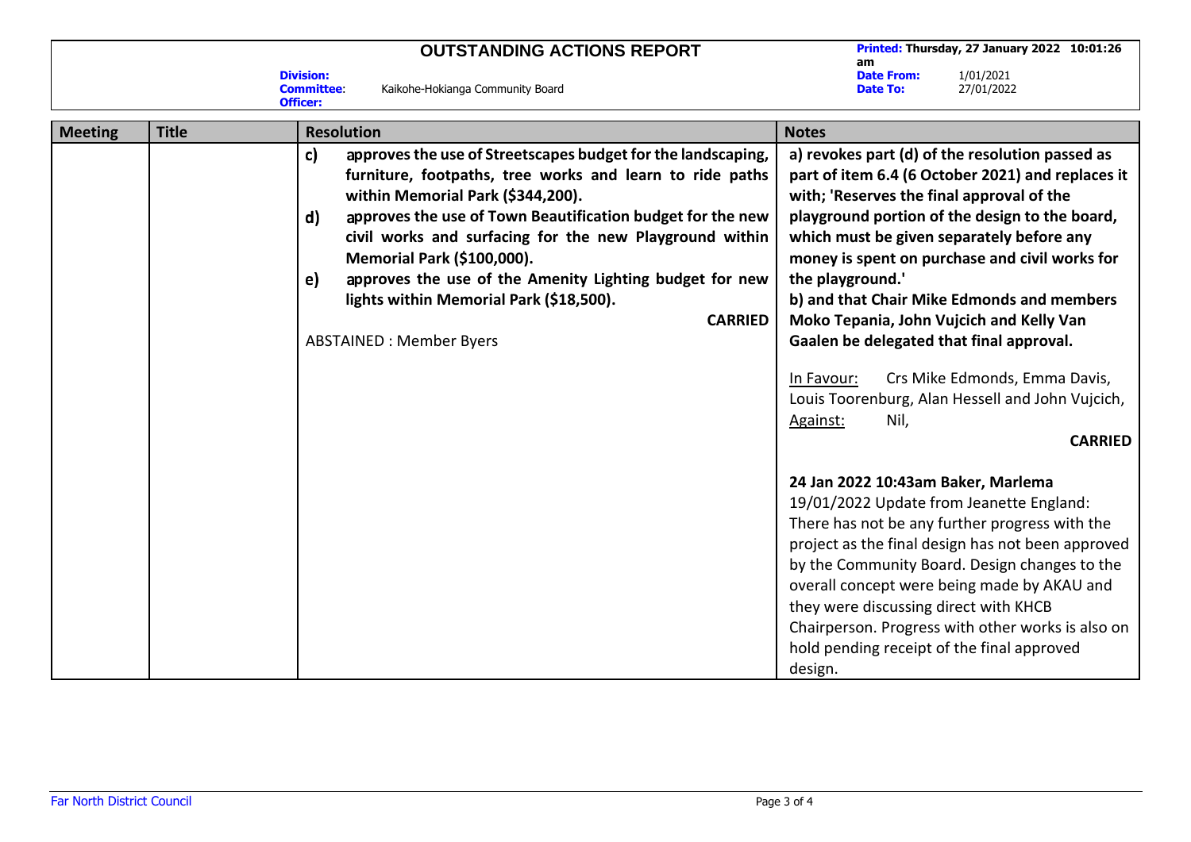# OUTSTANDING ACTIONS REPORT

**Printed:** Thursday, 27 January 2022 10:01:26 am

**Division:**
**Committee:** Kaikohe-Hokianga Community Board
**Officer:**

**Date From:** 1/01/2021
**Date To:** 27/01/2022

| Meeting | Title | Resolution | Notes |
|---|---|---|---|
| | | **c) approves the use of Streetscapes budget for the landscaping, furniture, footpaths, tree works and learn to ride paths within Memorial Park ($344,200).**<br>**d) approves the use of Town Beautification budget for the new civil works and surfacing for the new Playground within Memorial Park ($100,000).**<br>**e) approves the use of the Amenity Lighting budget for new lights within Memorial Park ($18,500).**<br>**CARRIED**<br>ABSTAINED : Member Byers | **a) revokes part (d) of the resolution passed as part of item 6.4 (6 October 2021) and replaces it with; 'Reserves the final approval of the playground portion of the design to the board, which must be given separately before any money is spent on purchase and civil works for the playground.'**<br>**b) and that Chair Mike Edmonds and members Moko Tepania, John Vujcich and Kelly Van Gaalen be delegated that final approval.**<br><br>In Favour: Crs Mike Edmonds, Emma Davis, Louis Toorenburg, Alan Hessell and John Vujcich,<br>Against: Nil,<br>**CARRIED**<br><br>**24 Jan 2022 10:43am Baker, Marlema**<br>19/01/2022 Update from Jeanette England: There has not be any further progress with the project as the final design has not been approved by the Community Board. Design changes to the overall concept were being made by AKAU and they were discussing direct with KHCB Chairperson. Progress with other works is also on hold pending receipt of the final approved design. |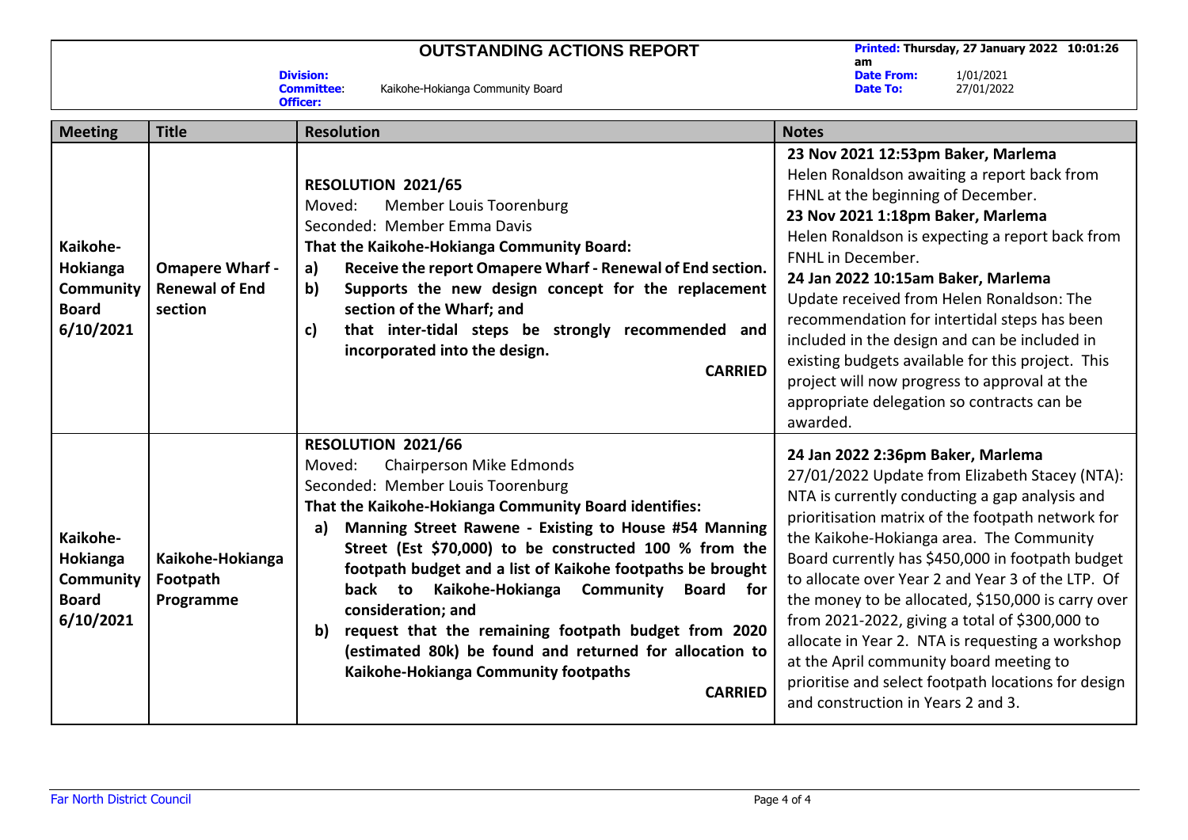# OUTSTANDING ACTIONS REPORT

**Printed:** Thursday, 27 January 2022 10:01:26 am

**Division:**
**Committee:** Kaikohe-Hokianga Community Board
**Officer:**

**Date From:** 1/01/2021
**Date To:** 27/01/2022

| Meeting | Title | Resolution | Notes |
|---|---|---|---|
| **Kaikohe-Hokianga Community Board 6/10/2021** | **Omapere Wharf - Renewal of End section** | **RESOLUTION 2021/65**<br>Moved: Member Louis Toorenburg<br>Seconded: Member Emma Davis<br>**That the Kaikohe-Hokianga Community Board:**<br>**a) Receive the report Omapere Wharf - Renewal of End section.**<br>**b) Supports the new design concept for the replacement section of the Wharf; and**<br>**c) that inter-tidal steps be strongly recommended and incorporated into the design.**<br>**CARRIED** | **23 Nov 2021 12:53pm Baker, Marlema**<br>Helen Ronaldson awaiting a report back from FHNL at the beginning of December.<br>**23 Nov 2021 1:18pm Baker, Marlema**<br>Helen Ronaldson is expecting a report back from FNHL in December.<br>**24 Jan 2022 10:15am Baker, Marlema**<br>Update received from Helen Ronaldson: The recommendation for intertidal steps has been included in the design and can be included in existing budgets available for this project. This project will now progress to approval at the appropriate delegation so contracts can be awarded. |
| **Kaikohe-Hokianga Community Board 6/10/2021** | **Kaikohe-Hokianga Footpath Programme** | **RESOLUTION 2021/66**<br>Moved: Chairperson Mike Edmonds<br>Seconded: Member Louis Toorenburg<br>**That the Kaikohe-Hokianga Community Board identifies:**<br>**a) Manning Street Rawene - Existing to House #54 Manning Street (Est $70,000) to be constructed 100 % from the footpath budget and a list of Kaikohe footpaths be brought back to Kaikohe-Hokianga Community Board for consideration; and**<br>**b) request that the remaining footpath budget from 2020 (estimated 80k) be found and returned for allocation to Kaikohe-Hokianga Community footpaths**<br>**CARRIED** | **24 Jan 2022 2:36pm Baker, Marlema**<br>27/01/2022 Update from Elizabeth Stacey (NTA): NTA is currently conducting a gap analysis and prioritisation matrix of the footpath network for the Kaikohe-Hokianga area. The Community Board currently has $450,000 in footpath budget to allocate over Year 2 and Year 3 of the LTP. Of the money to be allocated, $150,000 is carry over from 2021-2022, giving a total of $300,000 to allocate in Year 2. NTA is requesting a workshop at the April community board meeting to prioritise and select footpath locations for design and construction in Years 2 and 3. |